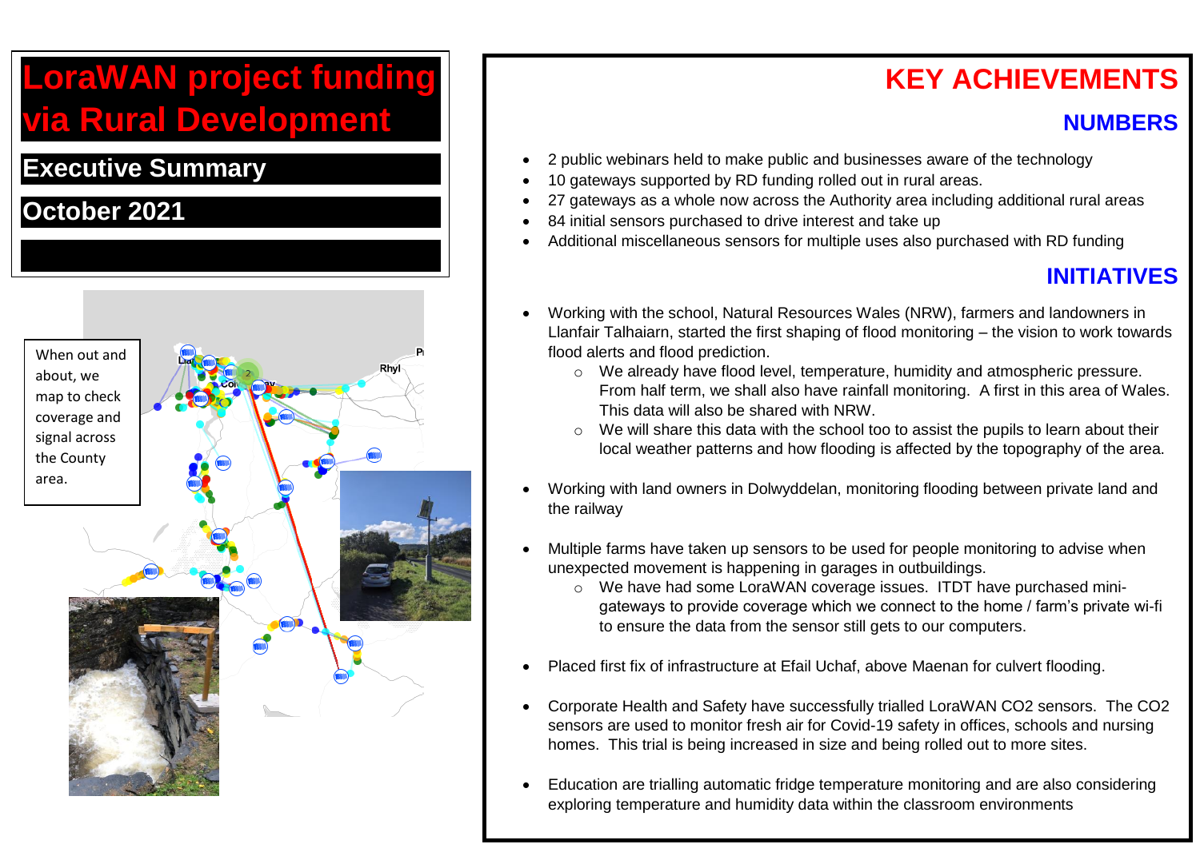# LoraWAN project funding via Rural Development

## Executive Summary

## October 2021

When out and about, we map to check coverage and signal across the County area.

# KEY ACHIEVEMENTS

## NUMBERS

- 2 public webinars held to make public and businesses aware of the technology
- 10 gateways supported by RD funding rolled out in rural areas.
- 27 gateways as a whole now across the Authority area including additional rural areas
- 84 initial sensors purchased to drive interest and take up
- Additional miscellaneous sensors for multiple uses also purchased with RD funding

## INITIATIVES

- Working with the school, Natural Resources Wales (NRW), farmers and landowners in Llanfair Talhaiarn, started the first shaping of flood monitoring – the vision to work towards flood alerts and flood prediction.
  - We already have flood level, temperature, humidity and atmospheric pressure. From half term, we shall also have rainfall monitoring. A first in this area of Wales. This data will also be shared with NRW.
  - We will share this data with the school too to assist the pupils to learn about their local weather patterns and how flooding is affected by the topography of the area.
- Working with land owners in Dolwyddelan, monitoring flooding between private land and the railway
- Multiple farms have taken up sensors to be used for people monitoring to advise when unexpected movement is happening in garages in outbuildings.
  - We have had some LoraWAN coverage issues. ITDT have purchased mini-gateways to provide coverage which we connect to the home / farm's private wi-fi to ensure the data from the sensor still gets to our computers.
- Placed first fix of infrastructure at Efail Uchaf, above Maenan for culvert flooding.
- Corporate Health and Safety have successfully trialled LoraWAN $CO_2$ sensors. The $CO_2$ sensors are used to monitor fresh air for Covid-19 safety in offices, schools and nursing homes. This trial is being increased in size and being rolled out to more sites.
- Education are trialling automatic fridge temperature monitoring and are also considering exploring temperature and humidity data within the classroom environments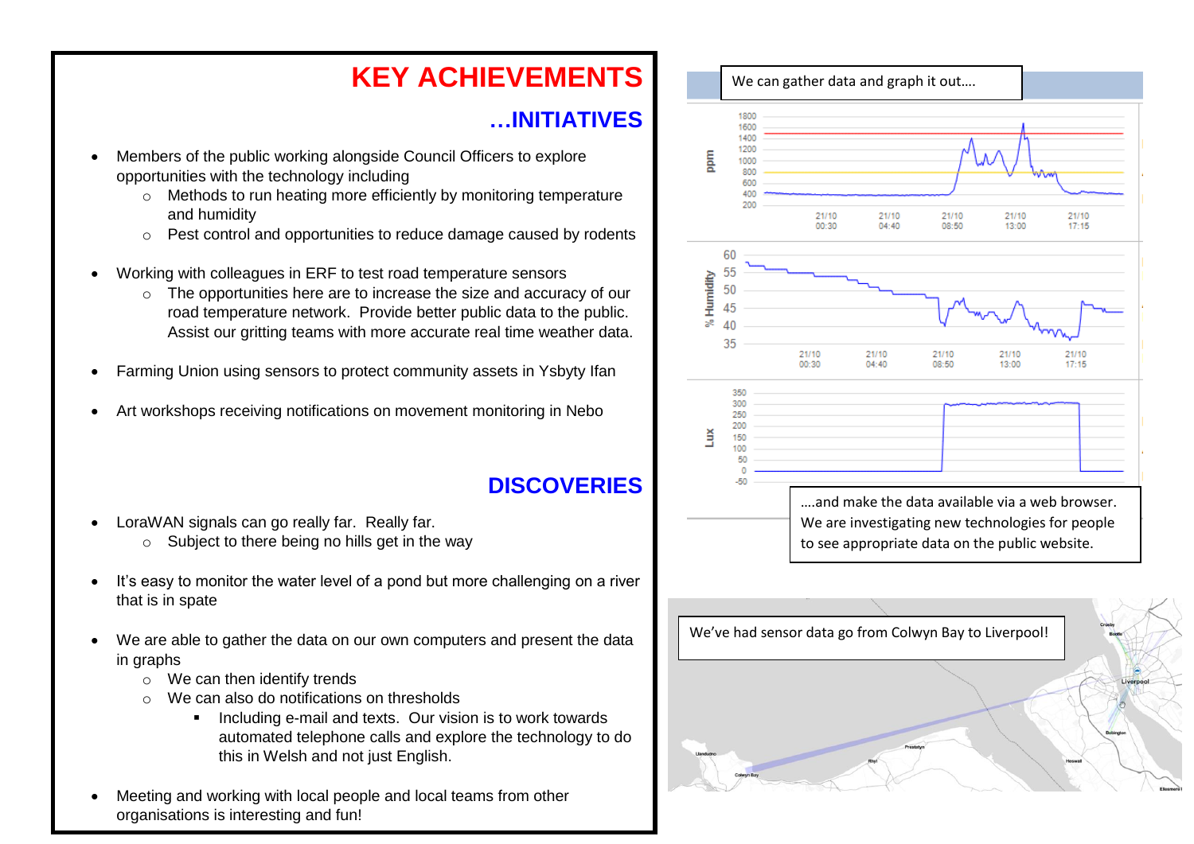# KEY ACHIEVEMENTS

## …INITIATIVES

- Members of the public working alongside Council Officers to explore opportunities with the technology including
  - Methods to run heating more efficiently by monitoring temperature and humidity
  - Pest control and opportunities to reduce damage caused by rodents

- Working with colleagues in ERF to test road temperature sensors
  - The opportunities here are to increase the size and accuracy of our road temperature network. Provide better public data to the public. Assist our gritting teams with more accurate real time weather data.

- Farming Union using sensors to protect community assets in Ysbyty Ifan

- Art workshops receiving notifications on movement monitoring in Nebo

## DISCOVERIES

- LoraWAN signals can go really far. Really far.
  - Subject to there being no hills get in the way

- It's easy to monitor the water level of a pond but more challenging on a river that is in spate

- We are able to gather the data on our own computers and present the data in graphs
  - We can then identify trends
  - We can also do notifications on thresholds
    - Including e-mail and texts. Our vision is to work towards automated telephone calls and explore the technology to do this in Welsh and not just English.

- Meeting and working with local people and local teams from other organisations is interesting and fun!

We can gather data and graph it out….

ppm
1800
1600
1400
1200
1000
800
600
400
200
21/10 00:30
21/10 04:40
21/10 08:50
21/10 13:00
21/10 17:15

% Humidity
60
55
50
45
40
35
21/10 00:30
21/10 04:40
21/10 08:50
21/10 13:00
21/10 17:15

Lux
350
300
250
200
150
100
50
0
-50

….and make the data available via a web browser. We are investigating new technologies for people to see appropriate data on the public website.

We've had sensor data go from Colwyn Bay to Liverpool!

Crosby
Bootle
Liverpool
Bebington
Heswall
Ellesmere
Llandudno
Colwyn Bay
Rhyl
Prestatyn